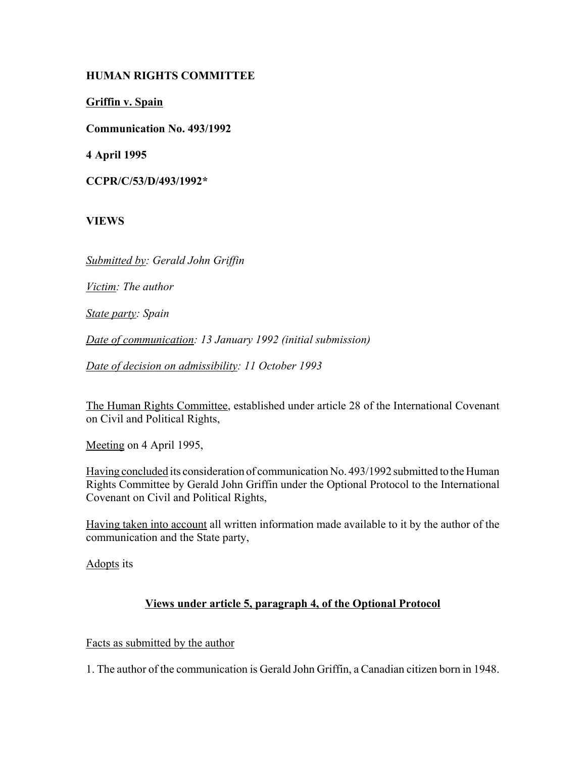**HUMAN RIGHTS COMMITTEE**

**Griffin v. Spain**

**Communication No. 493/1992**

**4 April 1995**

**CCPR/C/53/D/493/1992***

**VIEWS**

*Submitted by: Gerald John Griffin*

*Victim: The author*

*State party: Spain*

*Date of communication: 13 January 1992 (initial submission)*

*Date of decision on admissibility: 11 October 1993*

The Human Rights Committee, established under article 28 of the International Covenant on Civil and Political Rights,

Meeting on 4 April 1995,

Having concluded its consideration of communication No. 493/1992 submitted to the Human Rights Committee by Gerald John Griffin under the Optional Protocol to the International Covenant on Civil and Political Rights,

Having taken into account all written information made available to it by the author of the communication and the State party,

Adopts its

## Views under article 5, paragraph 4, of the Optional Protocol

Facts as submitted by the author

1. The author of the communication is Gerald John Griffin, a Canadian citizen born in 1948.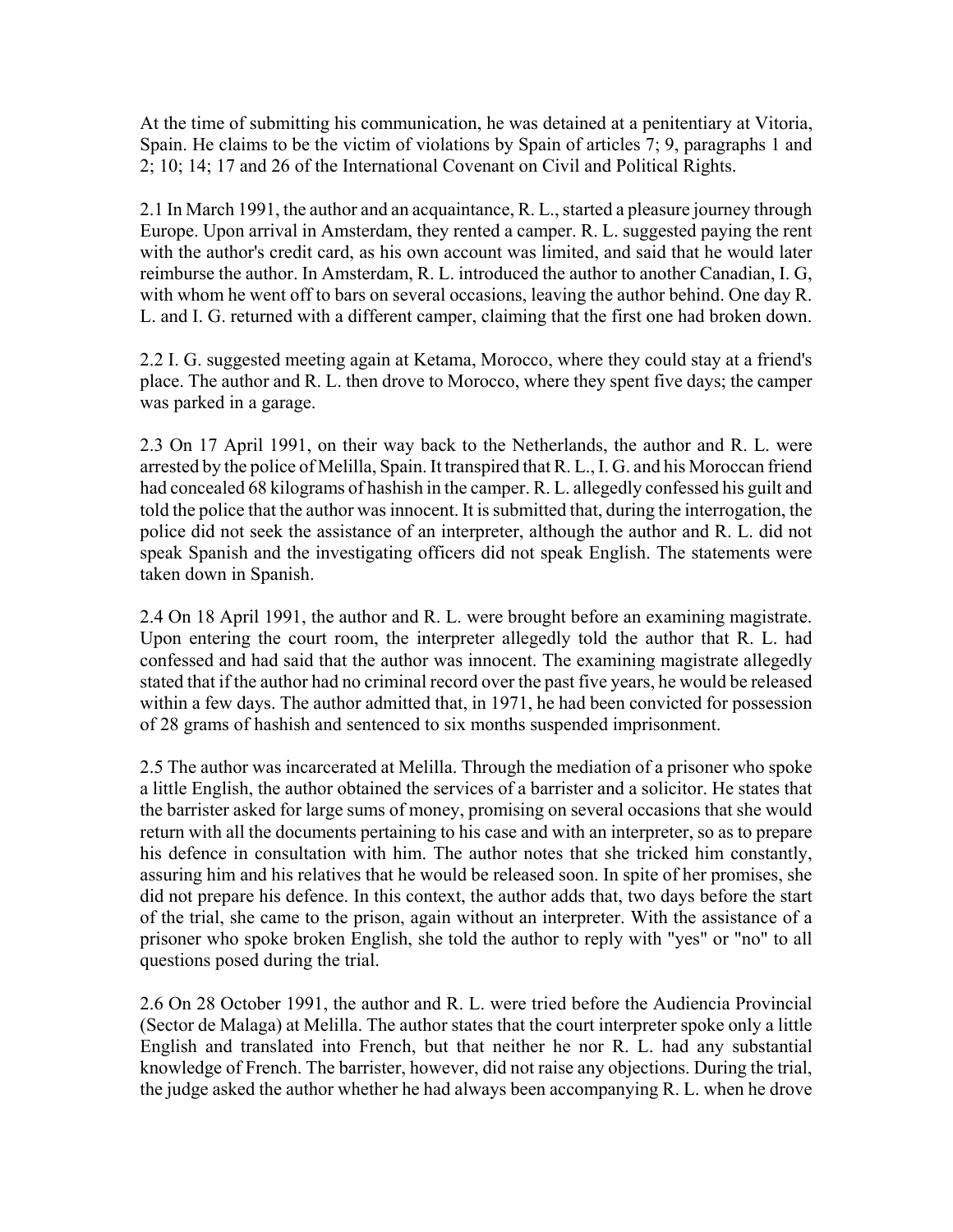At the time of submitting his communication, he was detained at a penitentiary at Vitoria, Spain. He claims to be the victim of violations by Spain of articles 7; 9, paragraphs 1 and 2; 10; 14; 17 and 26 of the International Covenant on Civil and Political Rights.

2.1 In March 1991, the author and an acquaintance, R. L., started a pleasure journey through Europe. Upon arrival in Amsterdam, they rented a camper. R. L. suggested paying the rent with the author's credit card, as his own account was limited, and said that he would later reimburse the author. In Amsterdam, R. L. introduced the author to another Canadian, I. G, with whom he went off to bars on several occasions, leaving the author behind. One day R. L. and I. G. returned with a different camper, claiming that the first one had broken down.

2.2 I. G. suggested meeting again at Ketama, Morocco, where they could stay at a friend's place. The author and R. L. then drove to Morocco, where they spent five days; the camper was parked in a garage.

2.3 On 17 April 1991, on their way back to the Netherlands, the author and R. L. were arrested by the police of Melilla, Spain. It transpired that R. L., I. G. and his Moroccan friend had concealed 68 kilograms of hashish in the camper. R. L. allegedly confessed his guilt and told the police that the author was innocent. It is submitted that, during the interrogation, the police did not seek the assistance of an interpreter, although the author and R. L. did not speak Spanish and the investigating officers did not speak English. The statements were taken down in Spanish.

2.4 On 18 April 1991, the author and R. L. were brought before an examining magistrate. Upon entering the court room, the interpreter allegedly told the author that R. L. had confessed and had said that the author was innocent. The examining magistrate allegedly stated that if the author had no criminal record over the past five years, he would be released within a few days. The author admitted that, in 1971, he had been convicted for possession of 28 grams of hashish and sentenced to six months suspended imprisonment.

2.5 The author was incarcerated at Melilla. Through the mediation of a prisoner who spoke a little English, the author obtained the services of a barrister and a solicitor. He states that the barrister asked for large sums of money, promising on several occasions that she would return with all the documents pertaining to his case and with an interpreter, so as to prepare his defence in consultation with him. The author notes that she tricked him constantly, assuring him and his relatives that he would be released soon. In spite of her promises, she did not prepare his defence. In this context, the author adds that, two days before the start of the trial, she came to the prison, again without an interpreter. With the assistance of a prisoner who spoke broken English, she told the author to reply with "yes" or "no" to all questions posed during the trial.

2.6 On 28 October 1991, the author and R. L. were tried before the Audiencia Provincial (Sector de Malaga) at Melilla. The author states that the court interpreter spoke only a little English and translated into French, but that neither he nor R. L. had any substantial knowledge of French. The barrister, however, did not raise any objections. During the trial, the judge asked the author whether he had always been accompanying R. L. when he drove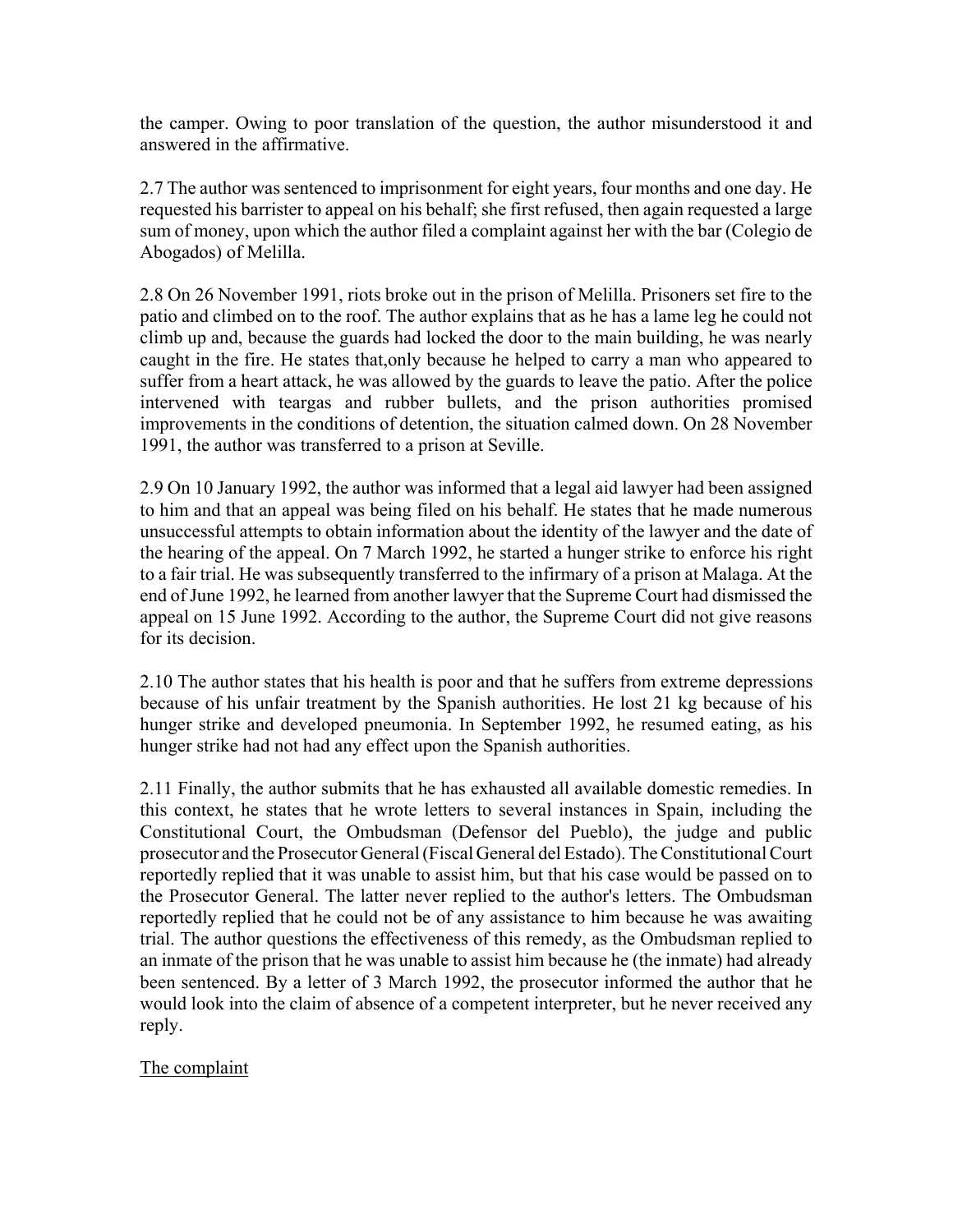the camper. Owing to poor translation of the question, the author misunderstood it and answered in the affirmative.

2.7 The author was sentenced to imprisonment for eight years, four months and one day. He requested his barrister to appeal on his behalf; she first refused, then again requested a large sum of money, upon which the author filed a complaint against her with the bar (Colegio de Abogados) of Melilla.

2.8 On 26 November 1991, riots broke out in the prison of Melilla. Prisoners set fire to the patio and climbed on to the roof. The author explains that as he has a lame leg he could not climb up and, because the guards had locked the door to the main building, he was nearly caught in the fire. He states that,only because he helped to carry a man who appeared to suffer from a heart attack, he was allowed by the guards to leave the patio. After the police intervened with teargas and rubber bullets, and the prison authorities promised improvements in the conditions of detention, the situation calmed down. On 28 November 1991, the author was transferred to a prison at Seville.

2.9 On 10 January 1992, the author was informed that a legal aid lawyer had been assigned to him and that an appeal was being filed on his behalf. He states that he made numerous unsuccessful attempts to obtain information about the identity of the lawyer and the date of the hearing of the appeal. On 7 March 1992, he started a hunger strike to enforce his right to a fair trial. He was subsequently transferred to the infirmary of a prison at Malaga. At the end of June 1992, he learned from another lawyer that the Supreme Court had dismissed the appeal on 15 June 1992. According to the author, the Supreme Court did not give reasons for its decision.

2.10 The author states that his health is poor and that he suffers from extreme depressions because of his unfair treatment by the Spanish authorities. He lost 21 kg because of his hunger strike and developed pneumonia. In September 1992, he resumed eating, as his hunger strike had not had any effect upon the Spanish authorities.

2.11 Finally, the author submits that he has exhausted all available domestic remedies. In this context, he states that he wrote letters to several instances in Spain, including the Constitutional Court, the Ombudsman (Defensor del Pueblo), the judge and public prosecutor and the Prosecutor General (Fiscal General del Estado). The Constitutional Court reportedly replied that it was unable to assist him, but that his case would be passed on to the Prosecutor General. The latter never replied to the author's letters. The Ombudsman reportedly replied that he could not be of any assistance to him because he was awaiting trial. The author questions the effectiveness of this remedy, as the Ombudsman replied to an inmate of the prison that he was unable to assist him because he (the inmate) had already been sentenced. By a letter of 3 March 1992, the prosecutor informed the author that he would look into the claim of absence of a competent interpreter, but he never received any reply.

The complaint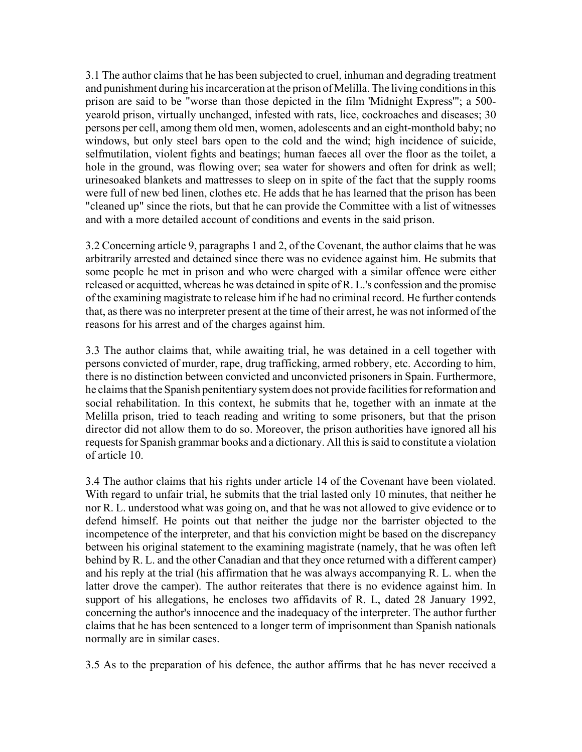3.1 The author claims that he has been subjected to cruel, inhuman and degrading treatment and punishment during his incarceration at the prison of Melilla. The living conditions in this prison are said to be "worse than those depicted in the film 'Midnight Express'"; a 500-yearold prison, virtually unchanged, infested with rats, lice, cockroaches and diseases; 30 persons per cell, among them old men, women, adolescents and an eight-monthold baby; no windows, but only steel bars open to the cold and the wind; high incidence of suicide, selfmutilation, violent fights and beatings; human faeces all over the floor as the toilet, a hole in the ground, was flowing over; sea water for showers and often for drink as well; urinesoaked blankets and mattresses to sleep on in spite of the fact that the supply rooms were full of new bed linen, clothes etc. He adds that he has learned that the prison has been "cleaned up" since the riots, but that he can provide the Committee with a list of witnesses and with a more detailed account of conditions and events in the said prison.

3.2 Concerning article 9, paragraphs 1 and 2, of the Covenant, the author claims that he was arbitrarily arrested and detained since there was no evidence against him. He submits that some people he met in prison and who were charged with a similar offence were either released or acquitted, whereas he was detained in spite of R. L.'s confession and the promise of the examining magistrate to release him if he had no criminal record. He further contends that, as there was no interpreter present at the time of their arrest, he was not informed of the reasons for his arrest and of the charges against him.

3.3 The author claims that, while awaiting trial, he was detained in a cell together with persons convicted of murder, rape, drug trafficking, armed robbery, etc. According to him, there is no distinction between convicted and unconvicted prisoners in Spain. Furthermore, he claims that the Spanish penitentiary system does not provide facilities for reformation and social rehabilitation. In this context, he submits that he, together with an inmate at the Melilla prison, tried to teach reading and writing to some prisoners, but that the prison director did not allow them to do so. Moreover, the prison authorities have ignored all his requests for Spanish grammar books and a dictionary. All this is said to constitute a violation of article 10.

3.4 The author claims that his rights under article 14 of the Covenant have been violated. With regard to unfair trial, he submits that the trial lasted only 10 minutes, that neither he nor R. L. understood what was going on, and that he was not allowed to give evidence or to defend himself. He points out that neither the judge nor the barrister objected to the incompetence of the interpreter, and that his conviction might be based on the discrepancy between his original statement to the examining magistrate (namely, that he was often left behind by R. L. and the other Canadian and that they once returned with a different camper) and his reply at the trial (his affirmation that he was always accompanying R. L. when the latter drove the camper). The author reiterates that there is no evidence against him. In support of his allegations, he encloses two affidavits of R. L, dated 28 January 1992, concerning the author's innocence and the inadequacy of the interpreter. The author further claims that he has been sentenced to a longer term of imprisonment than Spanish nationals normally are in similar cases.

3.5 As to the preparation of his defence, the author affirms that he has never received a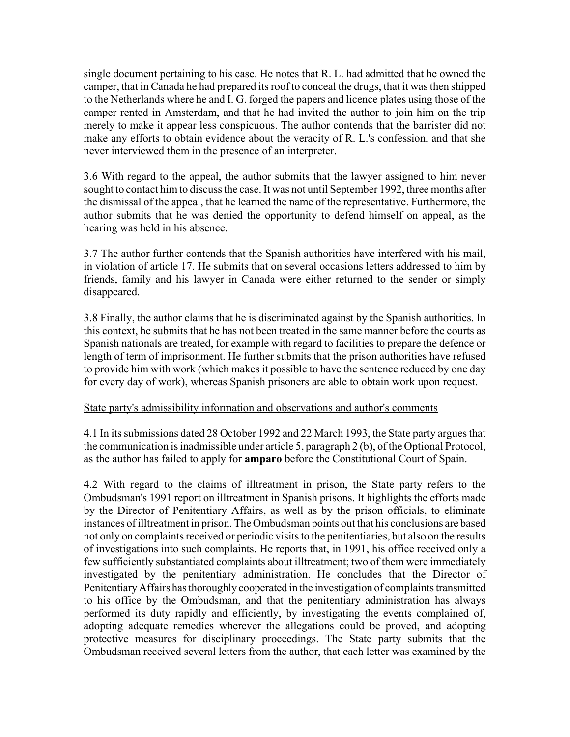single document pertaining to his case. He notes that R. L. had admitted that he owned the camper, that in Canada he had prepared its roof to conceal the drugs, that it was then shipped to the Netherlands where he and I. G. forged the papers and licence plates using those of the camper rented in Amsterdam, and that he had invited the author to join him on the trip merely to make it appear less conspicuous. The author contends that the barrister did not make any efforts to obtain evidence about the veracity of R. L.'s confession, and that she never interviewed them in the presence of an interpreter.

3.6 With regard to the appeal, the author submits that the lawyer assigned to him never sought to contact him to discuss the case. It was not until September 1992, three months after the dismissal of the appeal, that he learned the name of the representative. Furthermore, the author submits that he was denied the opportunity to defend himself on appeal, as the hearing was held in his absence.

3.7 The author further contends that the Spanish authorities have interfered with his mail, in violation of article 17. He submits that on several occasions letters addressed to him by friends, family and his lawyer in Canada were either returned to the sender or simply disappeared.

3.8 Finally, the author claims that he is discriminated against by the Spanish authorities. In this context, he submits that he has not been treated in the same manner before the courts as Spanish nationals are treated, for example with regard to facilities to prepare the defence or length of term of imprisonment. He further submits that the prison authorities have refused to provide him with work (which makes it possible to have the sentence reduced by one day for every day of work), whereas Spanish prisoners are able to obtain work upon request.

State party's admissibility information and observations and author's comments

4.1 In its submissions dated 28 October 1992 and 22 March 1993, the State party argues that the communication is inadmissible under article 5, paragraph 2 (b), of the Optional Protocol, as the author has failed to apply for **amparo** before the Constitutional Court of Spain.

4.2 With regard to the claims of illtreatment in prison, the State party refers to the Ombudsman's 1991 report on illtreatment in Spanish prisons. It highlights the efforts made by the Director of Penitentiary Affairs, as well as by the prison officials, to eliminate instances of illtreatment in prison. The Ombudsman points out that his conclusions are based not only on complaints received or periodic visits to the penitentiaries, but also on the results of investigations into such complaints. He reports that, in 1991, his office received only a few sufficiently substantiated complaints about illtreatment; two of them were immediately investigated by the penitentiary administration. He concludes that the Director of Penitentiary Affairs has thoroughly cooperated in the investigation of complaints transmitted to his office by the Ombudsman, and that the penitentiary administration has always performed its duty rapidly and efficiently, by investigating the events complained of, adopting adequate remedies wherever the allegations could be proved, and adopting protective measures for disciplinary proceedings. The State party submits that the Ombudsman received several letters from the author, that each letter was examined by the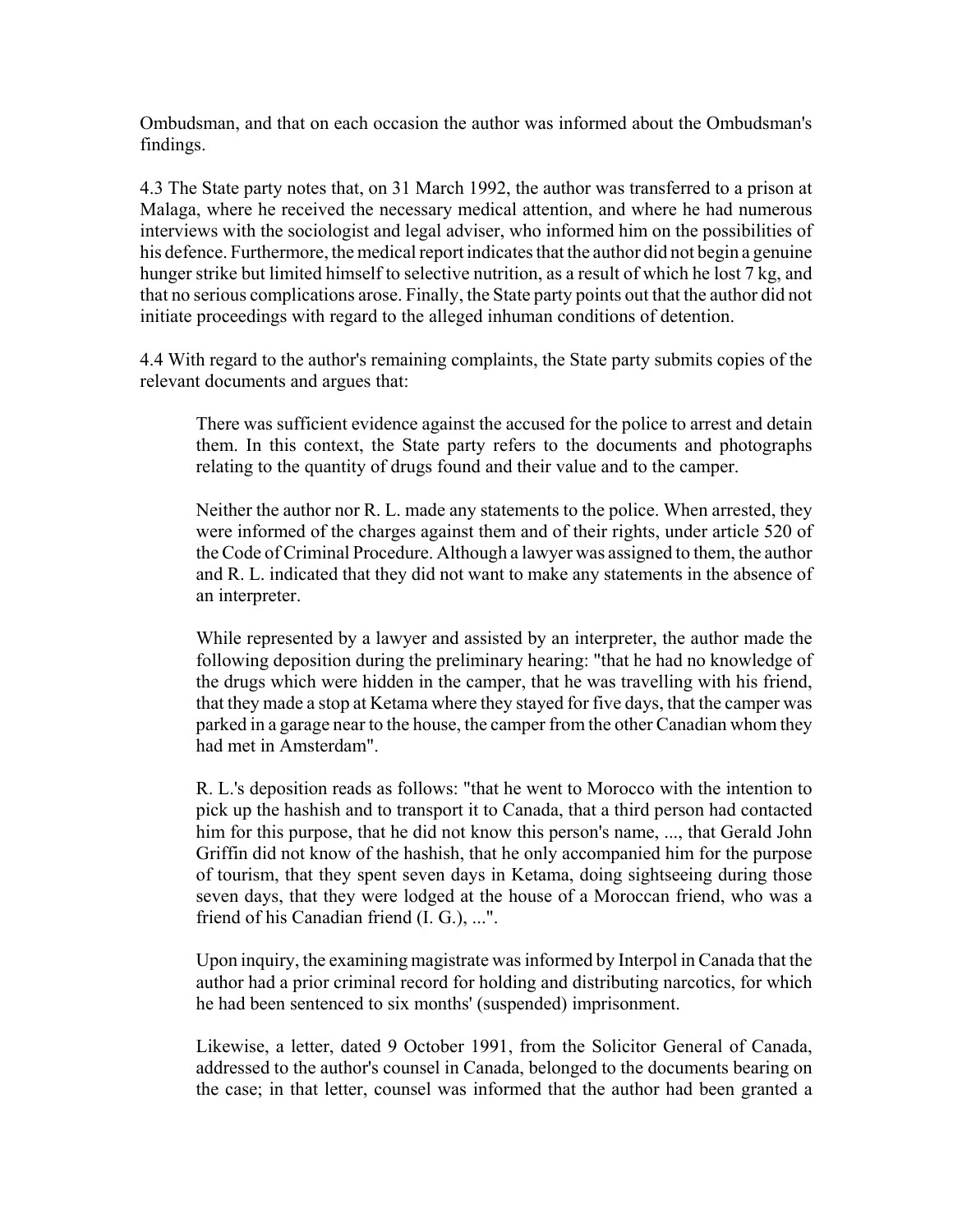Ombudsman, and that on each occasion the author was informed about the Ombudsman's findings.

4.3 The State party notes that, on 31 March 1992, the author was transferred to a prison at Malaga, where he received the necessary medical attention, and where he had numerous interviews with the sociologist and legal adviser, who informed him on the possibilities of his defence. Furthermore, the medical report indicates that the author did not begin a genuine hunger strike but limited himself to selective nutrition, as a result of which he lost 7 kg, and that no serious complications arose. Finally, the State party points out that the author did not initiate proceedings with regard to the alleged inhuman conditions of detention.

4.4 With regard to the author's remaining complaints, the State party submits copies of the relevant documents and argues that:

> There was sufficient evidence against the accused for the police to arrest and detain them. In this context, the State party refers to the documents and photographs relating to the quantity of drugs found and their value and to the camper.
>
> Neither the author nor R. L. made any statements to the police. When arrested, they were informed of the charges against them and of their rights, under article 520 of the Code of Criminal Procedure. Although a lawyer was assigned to them, the author and R. L. indicated that they did not want to make any statements in the absence of an interpreter.
>
> While represented by a lawyer and assisted by an interpreter, the author made the following deposition during the preliminary hearing: "that he had no knowledge of the drugs which were hidden in the camper, that he was travelling with his friend, that they made a stop at Ketama where they stayed for five days, that the camper was parked in a garage near to the house, the camper from the other Canadian whom they had met in Amsterdam".
>
> R. L.'s deposition reads as follows: "that he went to Morocco with the intention to pick up the hashish and to transport it to Canada, that a third person had contacted him for this purpose, that he did not know this person's name, ..., that Gerald John Griffin did not know of the hashish, that he only accompanied him for the purpose of tourism, that they spent seven days in Ketama, doing sightseeing during those seven days, that they were lodged at the house of a Moroccan friend, who was a friend of his Canadian friend (I. G.), ...".
>
> Upon inquiry, the examining magistrate was informed by Interpol in Canada that the author had a prior criminal record for holding and distributing narcotics, for which he had been sentenced to six months' (suspended) imprisonment.
>
> Likewise, a letter, dated 9 October 1991, from the Solicitor General of Canada, addressed to the author's counsel in Canada, belonged to the documents bearing on the case; in that letter, counsel was informed that the author had been granted a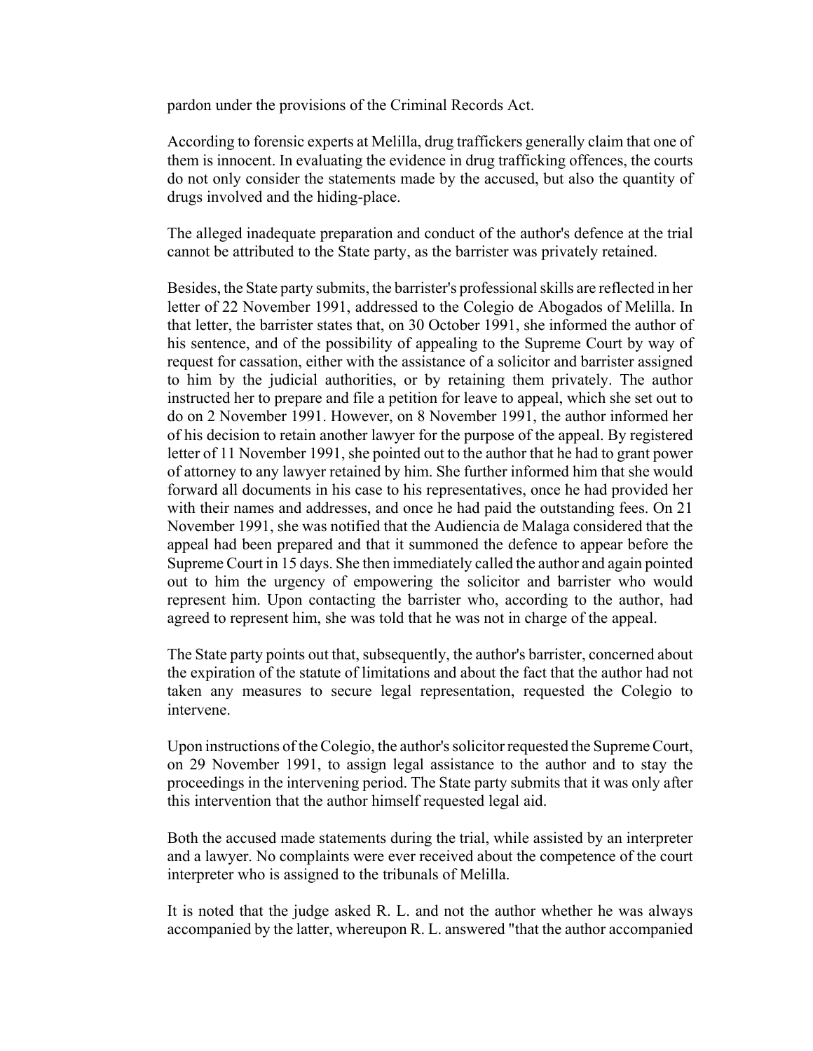pardon under the provisions of the Criminal Records Act.

According to forensic experts at Melilla, drug traffickers generally claim that one of them is innocent. In evaluating the evidence in drug trafficking offences, the courts do not only consider the statements made by the accused, but also the quantity of drugs involved and the hiding-place.

The alleged inadequate preparation and conduct of the author's defence at the trial cannot be attributed to the State party, as the barrister was privately retained.

Besides, the State party submits, the barrister's professional skills are reflected in her letter of 22 November 1991, addressed to the Colegio de Abogados of Melilla. In that letter, the barrister states that, on 30 October 1991, she informed the author of his sentence, and of the possibility of appealing to the Supreme Court by way of request for cassation, either with the assistance of a solicitor and barrister assigned to him by the judicial authorities, or by retaining them privately. The author instructed her to prepare and file a petition for leave to appeal, which she set out to do on 2 November 1991. However, on 8 November 1991, the author informed her of his decision to retain another lawyer for the purpose of the appeal. By registered letter of 11 November 1991, she pointed out to the author that he had to grant power of attorney to any lawyer retained by him. She further informed him that she would forward all documents in his case to his representatives, once he had provided her with their names and addresses, and once he had paid the outstanding fees. On 21 November 1991, she was notified that the Audiencia de Malaga considered that the appeal had been prepared and that it summoned the defence to appear before the Supreme Court in 15 days. She then immediately called the author and again pointed out to him the urgency of empowering the solicitor and barrister who would represent him. Upon contacting the barrister who, according to the author, had agreed to represent him, she was told that he was not in charge of the appeal.

The State party points out that, subsequently, the author's barrister, concerned about the expiration of the statute of limitations and about the fact that the author had not taken any measures to secure legal representation, requested the Colegio to intervene.

Upon instructions of the Colegio, the author's solicitor requested the Supreme Court, on 29 November 1991, to assign legal assistance to the author and to stay the proceedings in the intervening period. The State party submits that it was only after this intervention that the author himself requested legal aid.

Both the accused made statements during the trial, while assisted by an interpreter and a lawyer. No complaints were ever received about the competence of the court interpreter who is assigned to the tribunals of Melilla.

It is noted that the judge asked R. L. and not the author whether he was always accompanied by the latter, whereupon R. L. answered "that the author accompanied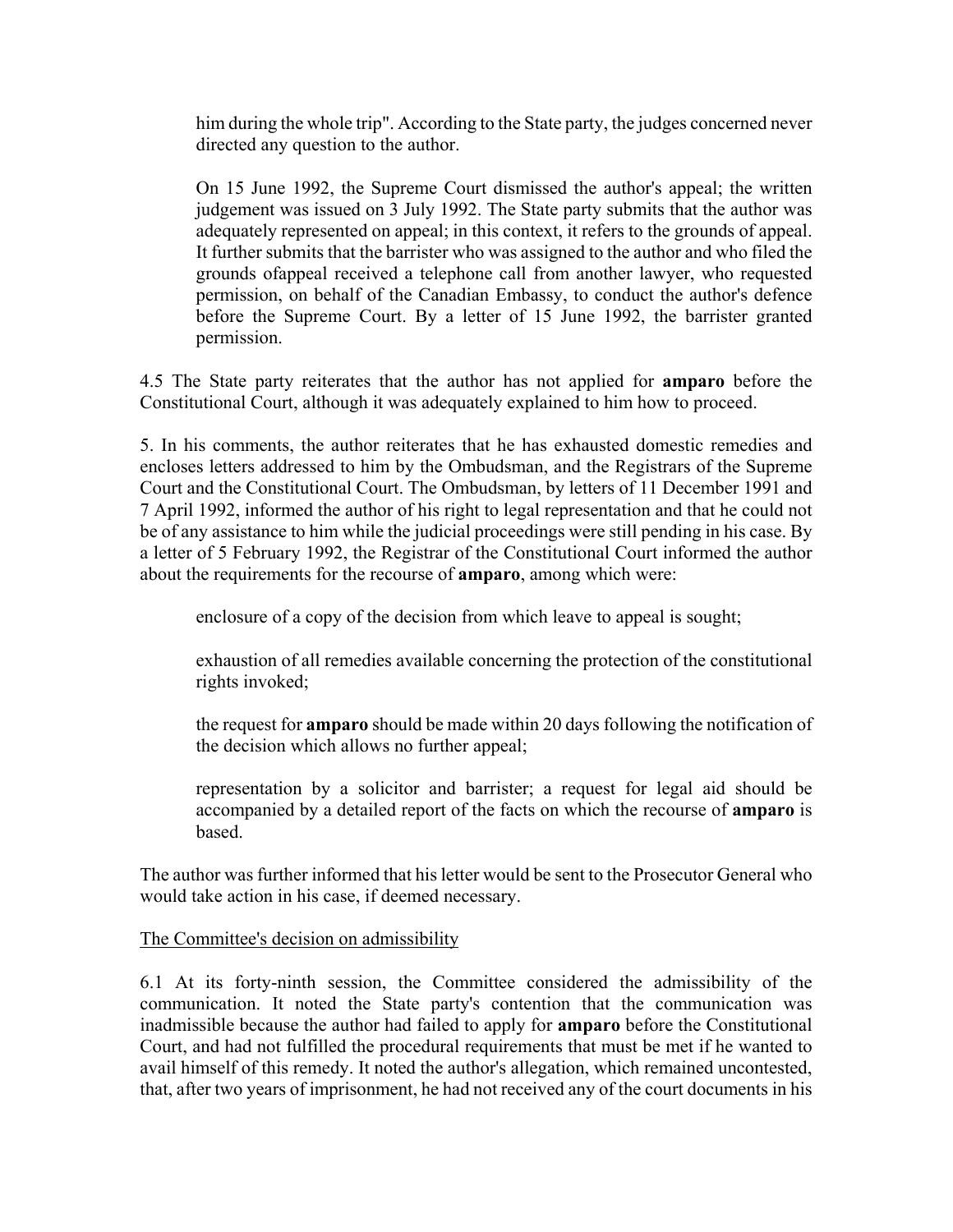him during the whole trip". According to the State party, the judges concerned never directed any question to the author.

On 15 June 1992, the Supreme Court dismissed the author's appeal; the written judgement was issued on 3 July 1992. The State party submits that the author was adequately represented on appeal; in this context, it refers to the grounds of appeal. It further submits that the barrister who was assigned to the author and who filed the grounds ofappeal received a telephone call from another lawyer, who requested permission, on behalf of the Canadian Embassy, to conduct the author's defence before the Supreme Court. By a letter of 15 June 1992, the barrister granted permission.

4.5 The State party reiterates that the author has not applied for **amparo** before the Constitutional Court, although it was adequately explained to him how to proceed.

5. In his comments, the author reiterates that he has exhausted domestic remedies and encloses letters addressed to him by the Ombudsman, and the Registrars of the Supreme Court and the Constitutional Court. The Ombudsman, by letters of 11 December 1991 and 7 April 1992, informed the author of his right to legal representation and that he could not be of any assistance to him while the judicial proceedings were still pending in his case. By a letter of 5 February 1992, the Registrar of the Constitutional Court informed the author about the requirements for the recourse of **amparo**, among which were:

enclosure of a copy of the decision from which leave to appeal is sought;

exhaustion of all remedies available concerning the protection of the constitutional rights invoked;

the request for **amparo** should be made within 20 days following the notification of the decision which allows no further appeal;

representation by a solicitor and barrister; a request for legal aid should be accompanied by a detailed report of the facts on which the recourse of **amparo** is based.

The author was further informed that his letter would be sent to the Prosecutor General who would take action in his case, if deemed necessary.

The Committee's decision on admissibility

6.1 At its forty-ninth session, the Committee considered the admissibility of the communication. It noted the State party's contention that the communication was inadmissible because the author had failed to apply for **amparo** before the Constitutional Court, and had not fulfilled the procedural requirements that must be met if he wanted to avail himself of this remedy. It noted the author's allegation, which remained uncontested, that, after two years of imprisonment, he had not received any of the court documents in his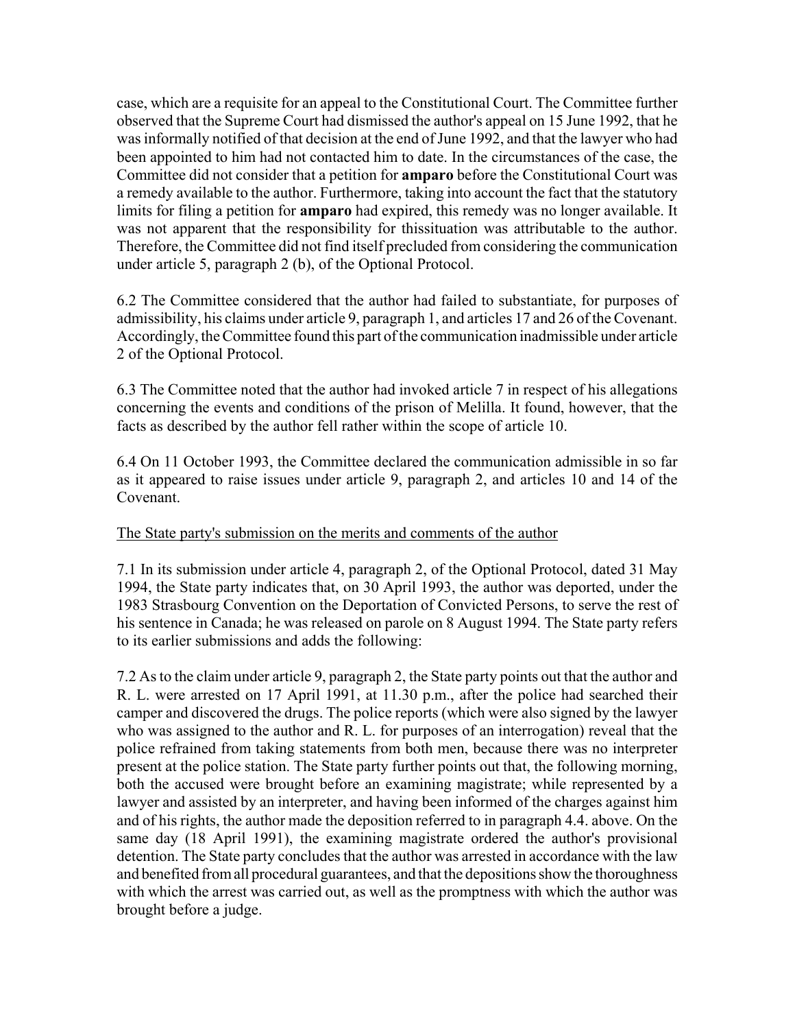case, which are a requisite for an appeal to the Constitutional Court. The Committee further observed that the Supreme Court had dismissed the author's appeal on 15 June 1992, that he was informally notified of that decision at the end of June 1992, and that the lawyer who had been appointed to him had not contacted him to date. In the circumstances of the case, the Committee did not consider that a petition for **amparo** before the Constitutional Court was a remedy available to the author. Furthermore, taking into account the fact that the statutory limits for filing a petition for **amparo** had expired, this remedy was no longer available. It was not apparent that the responsibility for thissituation was attributable to the author. Therefore, the Committee did not find itself precluded from considering the communication under article 5, paragraph 2 (b), of the Optional Protocol.

6.2 The Committee considered that the author had failed to substantiate, for purposes of admissibility, his claims under article 9, paragraph 1, and articles 17 and 26 of the Covenant. Accordingly, the Committee found this part of the communication inadmissible under article 2 of the Optional Protocol.

6.3 The Committee noted that the author had invoked article 7 in respect of his allegations concerning the events and conditions of the prison of Melilla. It found, however, that the facts as described by the author fell rather within the scope of article 10.

6.4 On 11 October 1993, the Committee declared the communication admissible in so far as it appeared to raise issues under article 9, paragraph 2, and articles 10 and 14 of the Covenant.

The State party's submission on the merits and comments of the author

7.1 In its submission under article 4, paragraph 2, of the Optional Protocol, dated 31 May 1994, the State party indicates that, on 30 April 1993, the author was deported, under the 1983 Strasbourg Convention on the Deportation of Convicted Persons, to serve the rest of his sentence in Canada; he was released on parole on 8 August 1994. The State party refers to its earlier submissions and adds the following:

7.2 As to the claim under article 9, paragraph 2, the State party points out that the author and R. L. were arrested on 17 April 1991, at 11.30 p.m., after the police had searched their camper and discovered the drugs. The police reports (which were also signed by the lawyer who was assigned to the author and R. L. for purposes of an interrogation) reveal that the police refrained from taking statements from both men, because there was no interpreter present at the police station. The State party further points out that, the following morning, both the accused were brought before an examining magistrate; while represented by a lawyer and assisted by an interpreter, and having been informed of the charges against him and of his rights, the author made the deposition referred to in paragraph 4.4. above. On the same day (18 April 1991), the examining magistrate ordered the author's provisional detention. The State party concludes that the author was arrested in accordance with the law and benefited from all procedural guarantees, and that the depositions show the thoroughness with which the arrest was carried out, as well as the promptness with which the author was brought before a judge.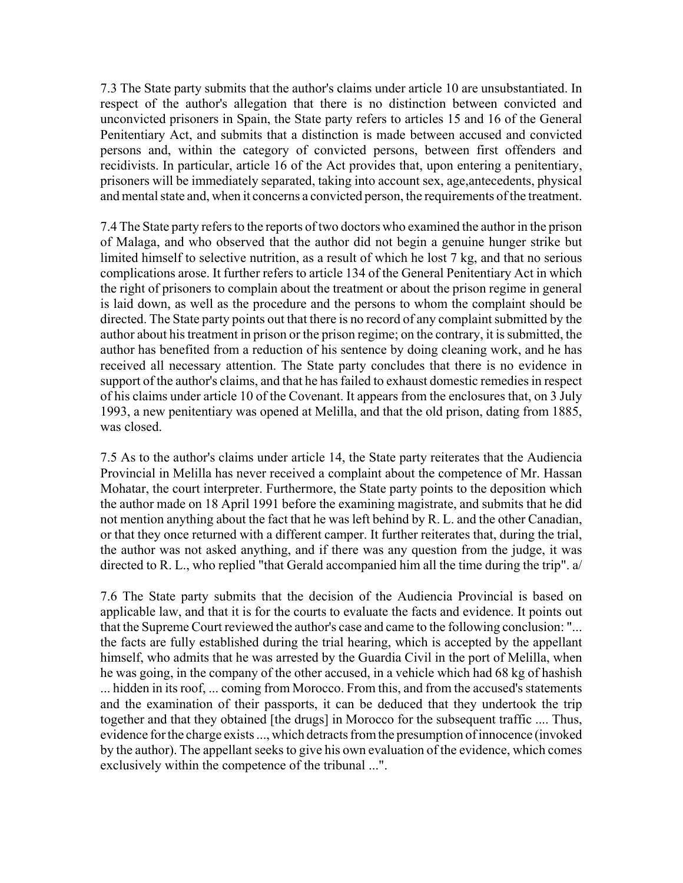7.3 The State party submits that the author's claims under article 10 are unsubstantiated. In respect of the author's allegation that there is no distinction between convicted and unconvicted prisoners in Spain, the State party refers to articles 15 and 16 of the General Penitentiary Act, and submits that a distinction is made between accused and convicted persons and, within the category of convicted persons, between first offenders and recidivists. In particular, article 16 of the Act provides that, upon entering a penitentiary, prisoners will be immediately separated, taking into account sex, age,antecedents, physical and mental state and, when it concerns a convicted person, the requirements of the treatment.

7.4 The State party refers to the reports of two doctors who examined the author in the prison of Malaga, and who observed that the author did not begin a genuine hunger strike but limited himself to selective nutrition, as a result of which he lost 7 kg, and that no serious complications arose. It further refers to article 134 of the General Penitentiary Act in which the right of prisoners to complain about the treatment or about the prison regime in general is laid down, as well as the procedure and the persons to whom the complaint should be directed. The State party points out that there is no record of any complaint submitted by the author about his treatment in prison or the prison regime; on the contrary, it is submitted, the author has benefited from a reduction of his sentence by doing cleaning work, and he has received all necessary attention. The State party concludes that there is no evidence in support of the author's claims, and that he has failed to exhaust domestic remedies in respect of his claims under article 10 of the Covenant. It appears from the enclosures that, on 3 July 1993, a new penitentiary was opened at Melilla, and that the old prison, dating from 1885, was closed.

7.5 As to the author's claims under article 14, the State party reiterates that the Audiencia Provincial in Melilla has never received a complaint about the competence of Mr. Hassan Mohatar, the court interpreter. Furthermore, the State party points to the deposition which the author made on 18 April 1991 before the examining magistrate, and submits that he did not mention anything about the fact that he was left behind by R. L. and the other Canadian, or that they once returned with a different camper. It further reiterates that, during the trial, the author was not asked anything, and if there was any question from the judge, it was directed to R. L., who replied "that Gerald accompanied him all the time during the trip". a/

7.6 The State party submits that the decision of the Audiencia Provincial is based on applicable law, and that it is for the courts to evaluate the facts and evidence. It points out that the Supreme Court reviewed the author's case and came to the following conclusion: "... the facts are fully established during the trial hearing, which is accepted by the appellant himself, who admits that he was arrested by the Guardia Civil in the port of Melilla, when he was going, in the company of the other accused, in a vehicle which had 68 kg of hashish ... hidden in its roof, ... coming from Morocco. From this, and from the accused's statements and the examination of their passports, it can be deduced that they undertook the trip together and that they obtained [the drugs] in Morocco for the subsequent traffic .... Thus, evidence for the charge exists ..., which detracts from the presumption of innocence (invoked by the author). The appellant seeks to give his own evaluation of the evidence, which comes exclusively within the competence of the tribunal ...".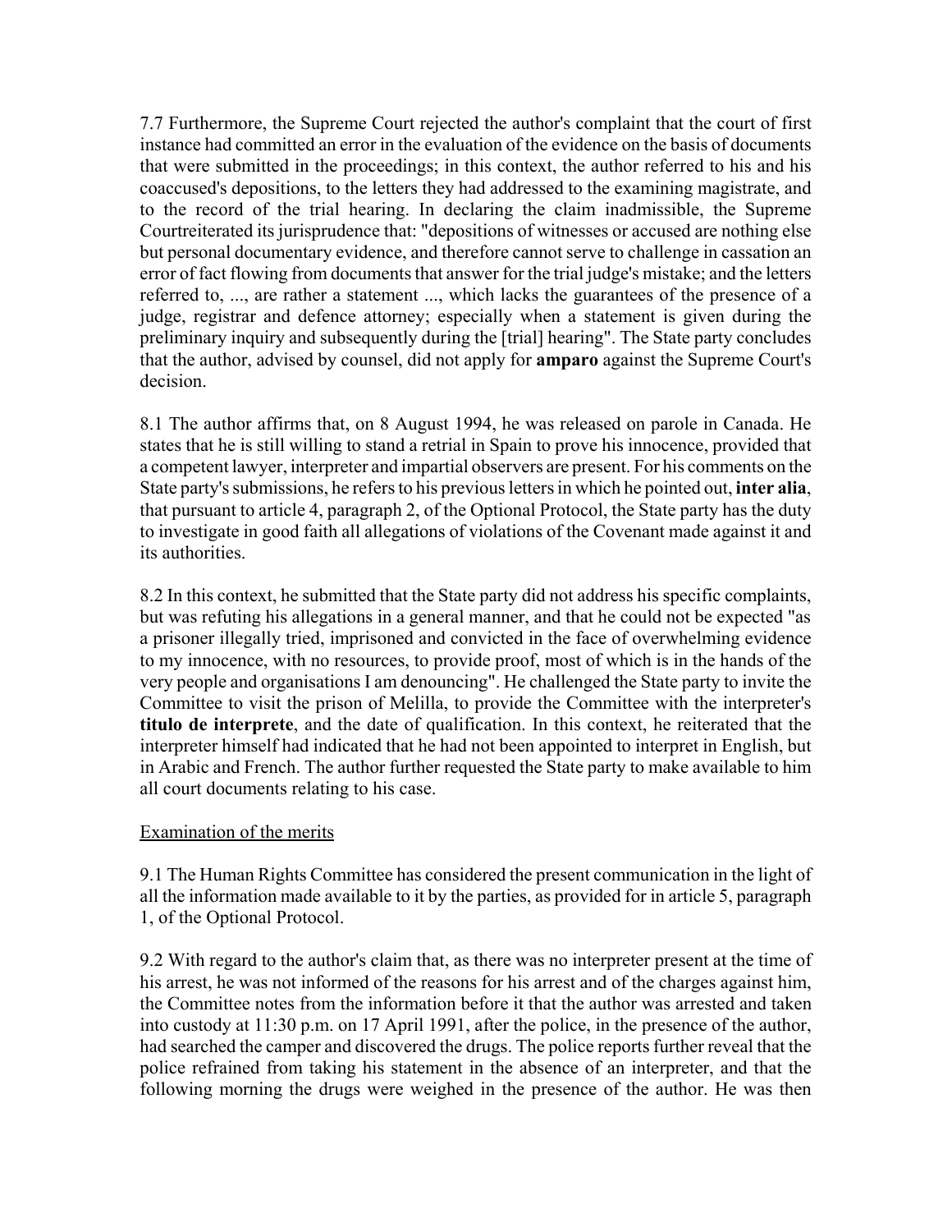7.7 Furthermore, the Supreme Court rejected the author's complaint that the court of first instance had committed an error in the evaluation of the evidence on the basis of documents that were submitted in the proceedings; in this context, the author referred to his and his coaccused's depositions, to the letters they had addressed to the examining magistrate, and to the record of the trial hearing. In declaring the claim inadmissible, the Supreme Courtreiterated its jurisprudence that: "depositions of witnesses or accused are nothing else but personal documentary evidence, and therefore cannot serve to challenge in cassation an error of fact flowing from documents that answer for the trial judge's mistake; and the letters referred to, ..., are rather a statement ..., which lacks the guarantees of the presence of a judge, registrar and defence attorney; especially when a statement is given during the preliminary inquiry and subsequently during the [trial] hearing". The State party concludes that the author, advised by counsel, did not apply for **amparo** against the Supreme Court's decision.

8.1 The author affirms that, on 8 August 1994, he was released on parole in Canada. He states that he is still willing to stand a retrial in Spain to prove his innocence, provided that a competent lawyer, interpreter and impartial observers are present. For his comments on the State party's submissions, he refers to his previous letters in which he pointed out, **inter alia**, that pursuant to article 4, paragraph 2, of the Optional Protocol, the State party has the duty to investigate in good faith all allegations of violations of the Covenant made against it and its authorities.

8.2 In this context, he submitted that the State party did not address his specific complaints, but was refuting his allegations in a general manner, and that he could not be expected "as a prisoner illegally tried, imprisoned and convicted in the face of overwhelming evidence to my innocence, with no resources, to provide proof, most of which is in the hands of the very people and organisations I am denouncing". He challenged the State party to invite the Committee to visit the prison of Melilla, to provide the Committee with the interpreter's **titulo de interprete**, and the date of qualification. In this context, he reiterated that the interpreter himself had indicated that he had not been appointed to interpret in English, but in Arabic and French. The author further requested the State party to make available to him all court documents relating to his case.

Examination of the merits

9.1 The Human Rights Committee has considered the present communication in the light of all the information made available to it by the parties, as provided for in article 5, paragraph 1, of the Optional Protocol.

9.2 With regard to the author's claim that, as there was no interpreter present at the time of his arrest, he was not informed of the reasons for his arrest and of the charges against him, the Committee notes from the information before it that the author was arrested and taken into custody at 11:30 p.m. on 17 April 1991, after the police, in the presence of the author, had searched the camper and discovered the drugs. The police reports further reveal that the police refrained from taking his statement in the absence of an interpreter, and that the following morning the drugs were weighed in the presence of the author. He was then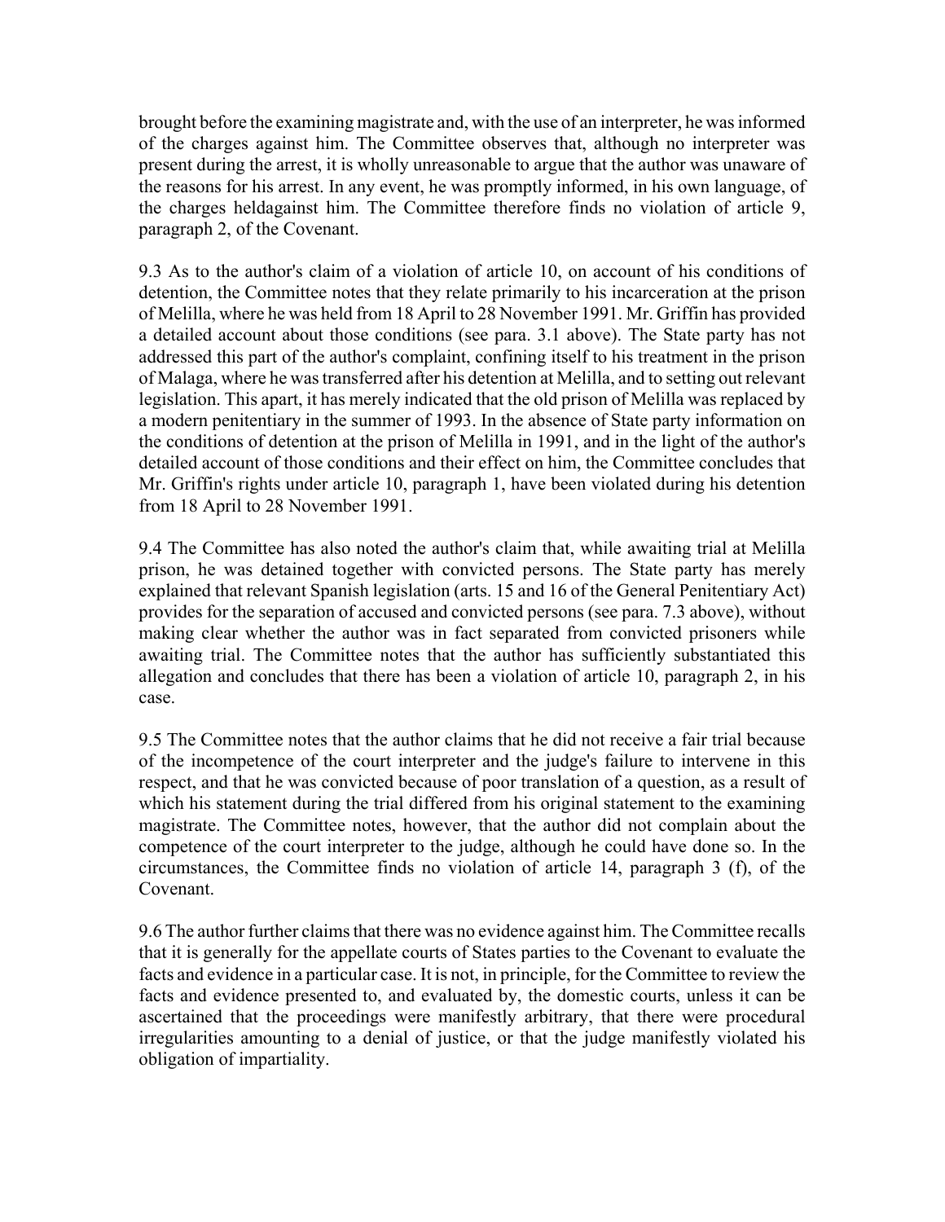brought before the examining magistrate and, with the use of an interpreter, he was informed of the charges against him. The Committee observes that, although no interpreter was present during the arrest, it is wholly unreasonable to argue that the author was unaware of the reasons for his arrest. In any event, he was promptly informed, in his own language, of the charges heldagainst him. The Committee therefore finds no violation of article 9, paragraph 2, of the Covenant.

9.3 As to the author's claim of a violation of article 10, on account of his conditions of detention, the Committee notes that they relate primarily to his incarceration at the prison of Melilla, where he was held from 18 April to 28 November 1991. Mr. Griffin has provided a detailed account about those conditions (see para. 3.1 above). The State party has not addressed this part of the author's complaint, confining itself to his treatment in the prison of Malaga, where he was transferred after his detention at Melilla, and to setting out relevant legislation. This apart, it has merely indicated that the old prison of Melilla was replaced by a modern penitentiary in the summer of 1993. In the absence of State party information on the conditions of detention at the prison of Melilla in 1991, and in the light of the author's detailed account of those conditions and their effect on him, the Committee concludes that Mr. Griffin's rights under article 10, paragraph 1, have been violated during his detention from 18 April to 28 November 1991.

9.4 The Committee has also noted the author's claim that, while awaiting trial at Melilla prison, he was detained together with convicted persons. The State party has merely explained that relevant Spanish legislation (arts. 15 and 16 of the General Penitentiary Act) provides for the separation of accused and convicted persons (see para. 7.3 above), without making clear whether the author was in fact separated from convicted prisoners while awaiting trial. The Committee notes that the author has sufficiently substantiated this allegation and concludes that there has been a violation of article 10, paragraph 2, in his case.

9.5 The Committee notes that the author claims that he did not receive a fair trial because of the incompetence of the court interpreter and the judge's failure to intervene in this respect, and that he was convicted because of poor translation of a question, as a result of which his statement during the trial differed from his original statement to the examining magistrate. The Committee notes, however, that the author did not complain about the competence of the court interpreter to the judge, although he could have done so. In the circumstances, the Committee finds no violation of article 14, paragraph 3 (f), of the Covenant.

9.6 The author further claims that there was no evidence against him. The Committee recalls that it is generally for the appellate courts of States parties to the Covenant to evaluate the facts and evidence in a particular case. It is not, in principle, for the Committee to review the facts and evidence presented to, and evaluated by, the domestic courts, unless it can be ascertained that the proceedings were manifestly arbitrary, that there were procedural irregularities amounting to a denial of justice, or that the judge manifestly violated his obligation of impartiality.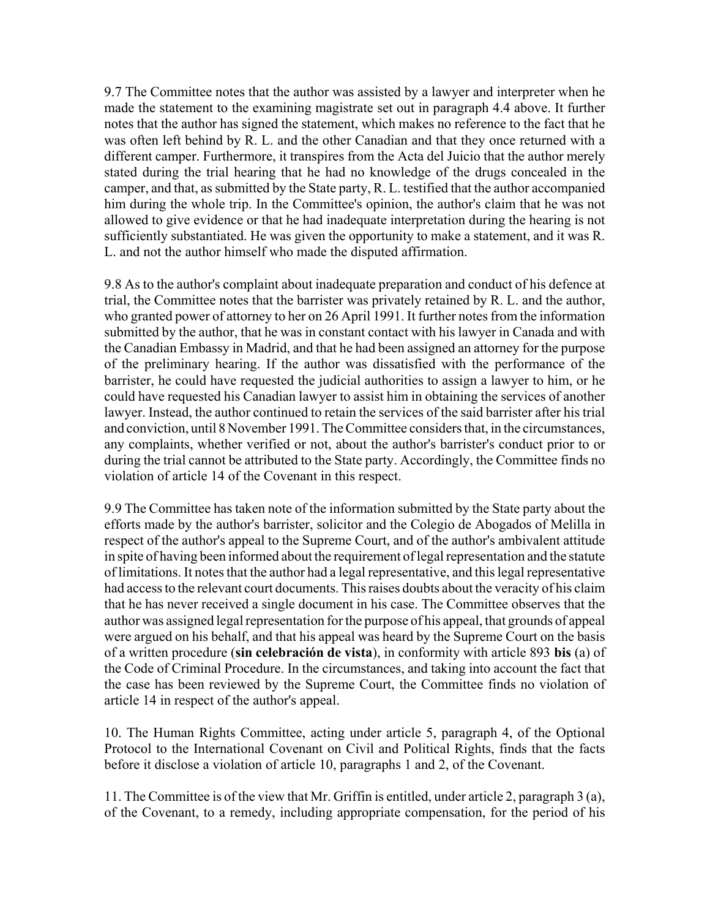9.7 The Committee notes that the author was assisted by a lawyer and interpreter when he made the statement to the examining magistrate set out in paragraph 4.4 above. It further notes that the author has signed the statement, which makes no reference to the fact that he was often left behind by R. L. and the other Canadian and that they once returned with a different camper. Furthermore, it transpires from the Acta del Juicio that the author merely stated during the trial hearing that he had no knowledge of the drugs concealed in the camper, and that, as submitted by the State party, R. L. testified that the author accompanied him during the whole trip. In the Committee's opinion, the author's claim that he was not allowed to give evidence or that he had inadequate interpretation during the hearing is not sufficiently substantiated. He was given the opportunity to make a statement, and it was R. L. and not the author himself who made the disputed affirmation.

9.8 As to the author's complaint about inadequate preparation and conduct of his defence at trial, the Committee notes that the barrister was privately retained by R. L. and the author, who granted power of attorney to her on 26 April 1991. It further notes from the information submitted by the author, that he was in constant contact with his lawyer in Canada and with the Canadian Embassy in Madrid, and that he had been assigned an attorney for the purpose of the preliminary hearing. If the author was dissatisfied with the performance of the barrister, he could have requested the judicial authorities to assign a lawyer to him, or he could have requested his Canadian lawyer to assist him in obtaining the services of another lawyer. Instead, the author continued to retain the services of the said barrister after his trial and conviction, until 8 November 1991. The Committee considers that, in the circumstances, any complaints, whether verified or not, about the author's barrister's conduct prior to or during the trial cannot be attributed to the State party. Accordingly, the Committee finds no violation of article 14 of the Covenant in this respect.

9.9 The Committee has taken note of the information submitted by the State party about the efforts made by the author's barrister, solicitor and the Colegio de Abogados of Melilla in respect of the author's appeal to the Supreme Court, and of the author's ambivalent attitude in spite of having been informed about the requirement of legal representation and the statute of limitations. It notes that the author had a legal representative, and this legal representative had access to the relevant court documents. This raises doubts about the veracity of his claim that he has never received a single document in his case. The Committee observes that the author was assigned legal representation for the purpose of his appeal, that grounds of appeal were argued on his behalf, and that his appeal was heard by the Supreme Court on the basis of a written procedure (**sin celebración de vista**), in conformity with article 893 **bis** (a) of the Code of Criminal Procedure. In the circumstances, and taking into account the fact that the case has been reviewed by the Supreme Court, the Committee finds no violation of article 14 in respect of the author's appeal.

10. The Human Rights Committee, acting under article 5, paragraph 4, of the Optional Protocol to the International Covenant on Civil and Political Rights, finds that the facts before it disclose a violation of article 10, paragraphs 1 and 2, of the Covenant.

11. The Committee is of the view that Mr. Griffin is entitled, under article 2, paragraph 3 (a), of the Covenant, to a remedy, including appropriate compensation, for the period of his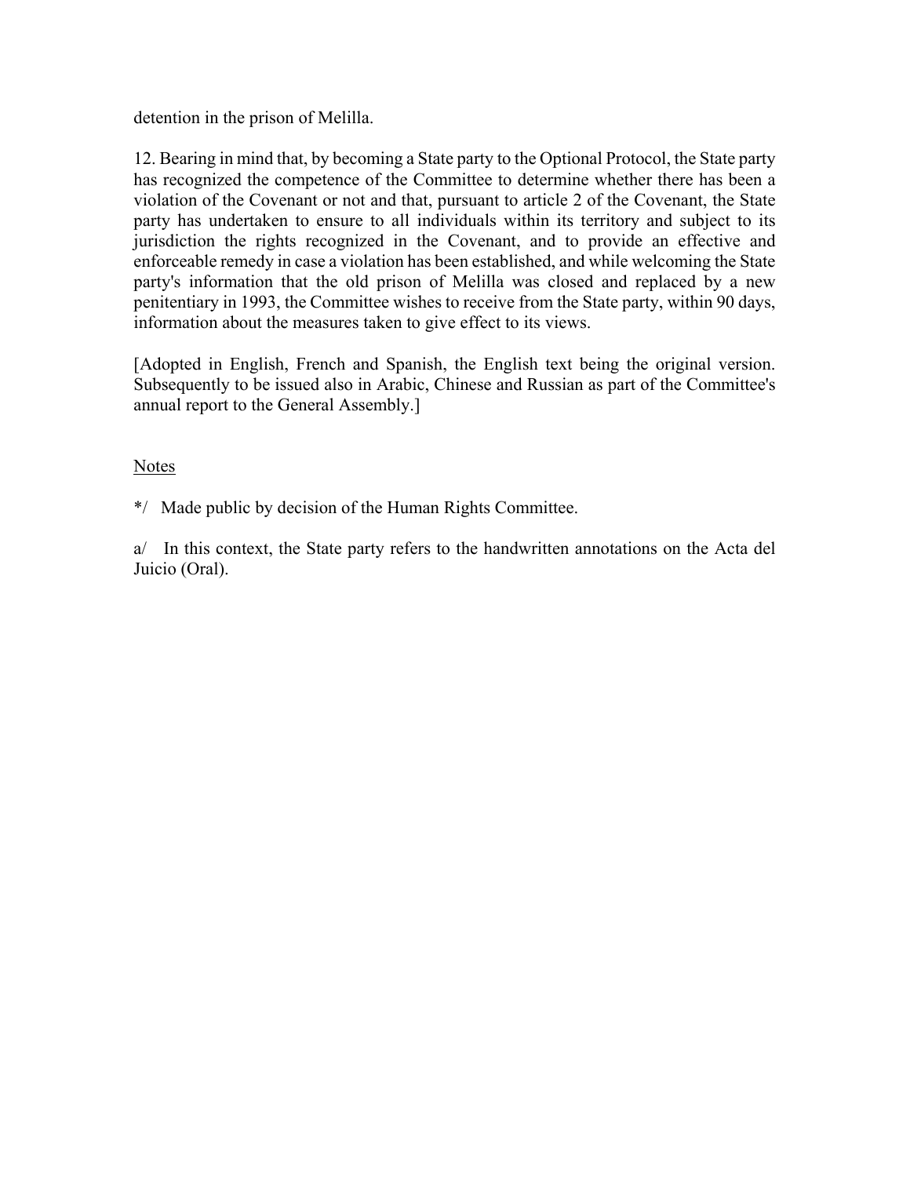detention in the prison of Melilla.

12. Bearing in mind that, by becoming a State party to the Optional Protocol, the State party has recognized the competence of the Committee to determine whether there has been a violation of the Covenant or not and that, pursuant to article 2 of the Covenant, the State party has undertaken to ensure to all individuals within its territory and subject to its jurisdiction the rights recognized in the Covenant, and to provide an effective and enforceable remedy in case a violation has been established, and while welcoming the State party's information that the old prison of Melilla was closed and replaced by a new penitentiary in 1993, the Committee wishes to receive from the State party, within 90 days, information about the measures taken to give effect to its views.

[Adopted in English, French and Spanish, the English text being the original version. Subsequently to be issued also in Arabic, Chinese and Russian as part of the Committee's annual report to the General Assembly.]

<u>Notes</u>

*/ Made public by decision of the Human Rights Committee.

a/ In this context, the State party refers to the handwritten annotations on the Acta del Juicio (Oral).